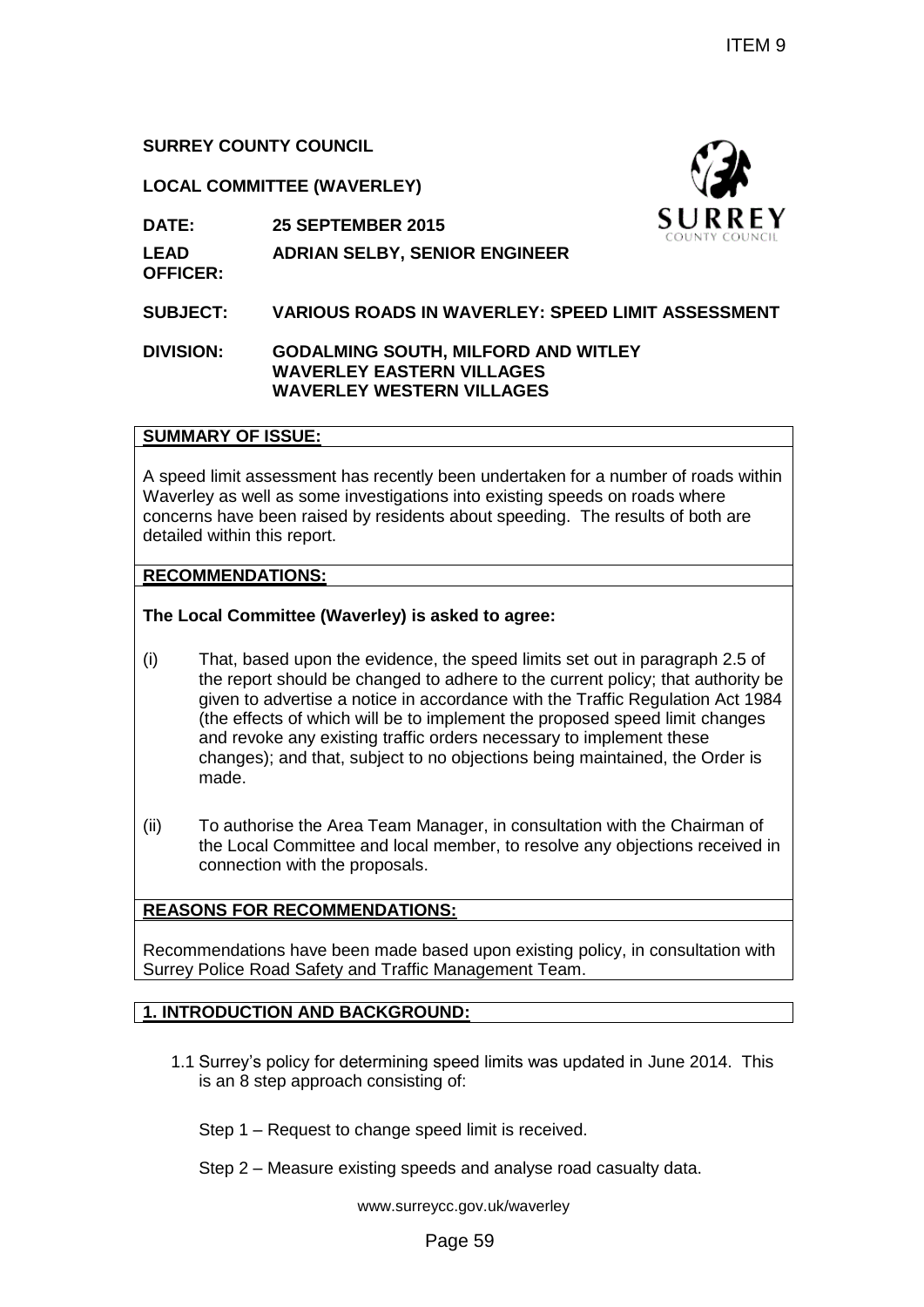ITEM 9

**SURREY COUNTY COUNCIL**

**LOCAL COMMITTEE (WAVERLEY)**

**DATE:** **25 SEPTEMBER 2015**

**LEAD OFFICER:** **ADRIAN SELBY, SENIOR ENGINEER**

**SUBJECT:** **VARIOUS ROADS IN WAVERLEY: SPEED LIMIT ASSESSMENT**

**DIVISION:** **GODALMING SOUTH, MILFORD AND WITLEY**
**WAVERLEY EASTERN VILLAGES**
**WAVERLEY WESTERN VILLAGES**

## SUMMARY OF ISSUE:

A speed limit assessment has recently been undertaken for a number of roads within Waverley as well as some investigations into existing speeds on roads where concerns have been raised by residents about speeding. The results of both are detailed within this report.

## RECOMMENDATIONS:

**The Local Committee (Waverley) is asked to agree:**

(i) That, based upon the evidence, the speed limits set out in paragraph 2.5 of the report should be changed to adhere to the current policy; that authority be given to advertise a notice in accordance with the Traffic Regulation Act 1984 (the effects of which will be to implement the proposed speed limit changes and revoke any existing traffic orders necessary to implement these changes); and that, subject to no objections being maintained, the Order is made.

(ii) To authorise the Area Team Manager, in consultation with the Chairman of the Local Committee and local member, to resolve any objections received in connection with the proposals.

## REASONS FOR RECOMMENDATIONS:

Recommendations have been made based upon existing policy, in consultation with Surrey Police Road Safety and Traffic Management Team.

## 1. INTRODUCTION AND BACKGROUND:

1.1 Surrey's policy for determining speed limits was updated in June 2014. This is an 8 step approach consisting of:

Step 1 – Request to change speed limit is received.

Step 2 – Measure existing speeds and analyse road casualty data.

www.surreycc.gov.uk/waverley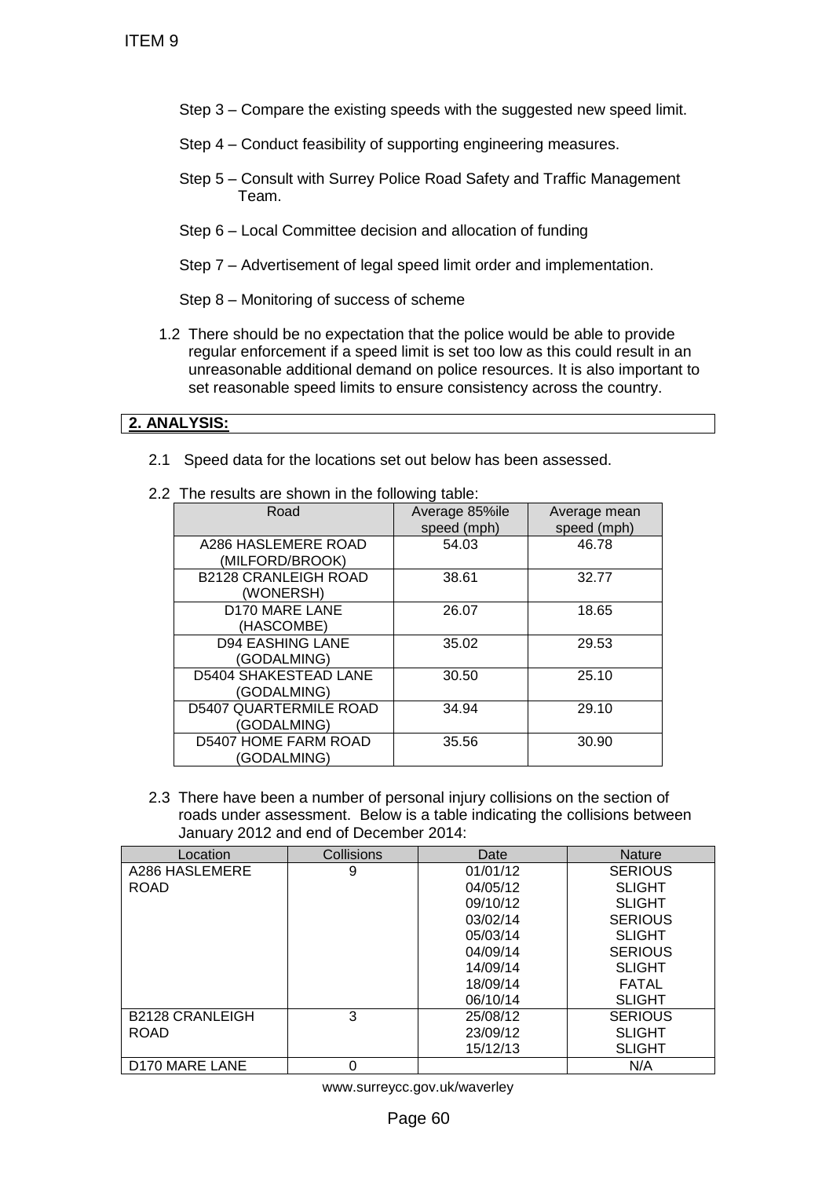Step 3 – Compare the existing speeds with the suggested new speed limit.

Step 4 – Conduct feasibility of supporting engineering measures.

Step 5 – Consult with Surrey Police Road Safety and Traffic Management Team.

Step 6 – Local Committee decision and allocation of funding

Step 7 – Advertisement of legal speed limit order and implementation.

Step 8 – Monitoring of success of scheme

1.2 There should be no expectation that the police would be able to provide regular enforcement if a speed limit is set too low as this could result in an unreasonable additional demand on police resources. It is also important to set reasonable speed limits to ensure consistency across the country.

## 2. ANALYSIS:

2.1 Speed data for the locations set out below has been assessed.

2.2 The results are shown in the following table:

| Road | Average 85%ile speed (mph) | Average mean speed (mph) |
|---|---|---|
| A286 HASLEMERE ROAD (MILFORD/BROOK) | 54.03 | 46.78 |
| B2128 CRANLEIGH ROAD (WONERSH) | 38.61 | 32.77 |
| D170 MARE LANE (HASCOMBE) | 26.07 | 18.65 |
| D94 EASHING LANE (GODALMING) | 35.02 | 29.53 |
| D5404 SHAKESTEAD LANE (GODALMING) | 30.50 | 25.10 |
| D5407 QUARTERMILE ROAD (GODALMING) | 34.94 | 29.10 |
| D5407 HOME FARM ROAD (GODALMING) | 35.56 | 30.90 |

2.3 There have been a number of personal injury collisions on the section of roads under assessment. Below is a table indicating the collisions between January 2012 and end of December 2014:

| Location | Collisions | Date | Nature |
|---|---|---|---|
| A286 HASLEMERE ROAD | 9 | 01/01/12 | SERIOUS |
| | | 04/05/12 | SLIGHT |
| | | 09/10/12 | SLIGHT |
| | | 03/02/14 | SERIOUS |
| | | 05/03/14 | SLIGHT |
| | | 04/09/14 | SERIOUS |
| | | 14/09/14 | SLIGHT |
| | | 18/09/14 | FATAL |
| | | 06/10/14 | SLIGHT |
| B2128 CRANLEIGH ROAD | 3 | 25/08/12 | SERIOUS |
| | | 23/09/12 | SLIGHT |
| | | 15/12/13 | SLIGHT |
| D170 MARE LANE | 0 | | N/A |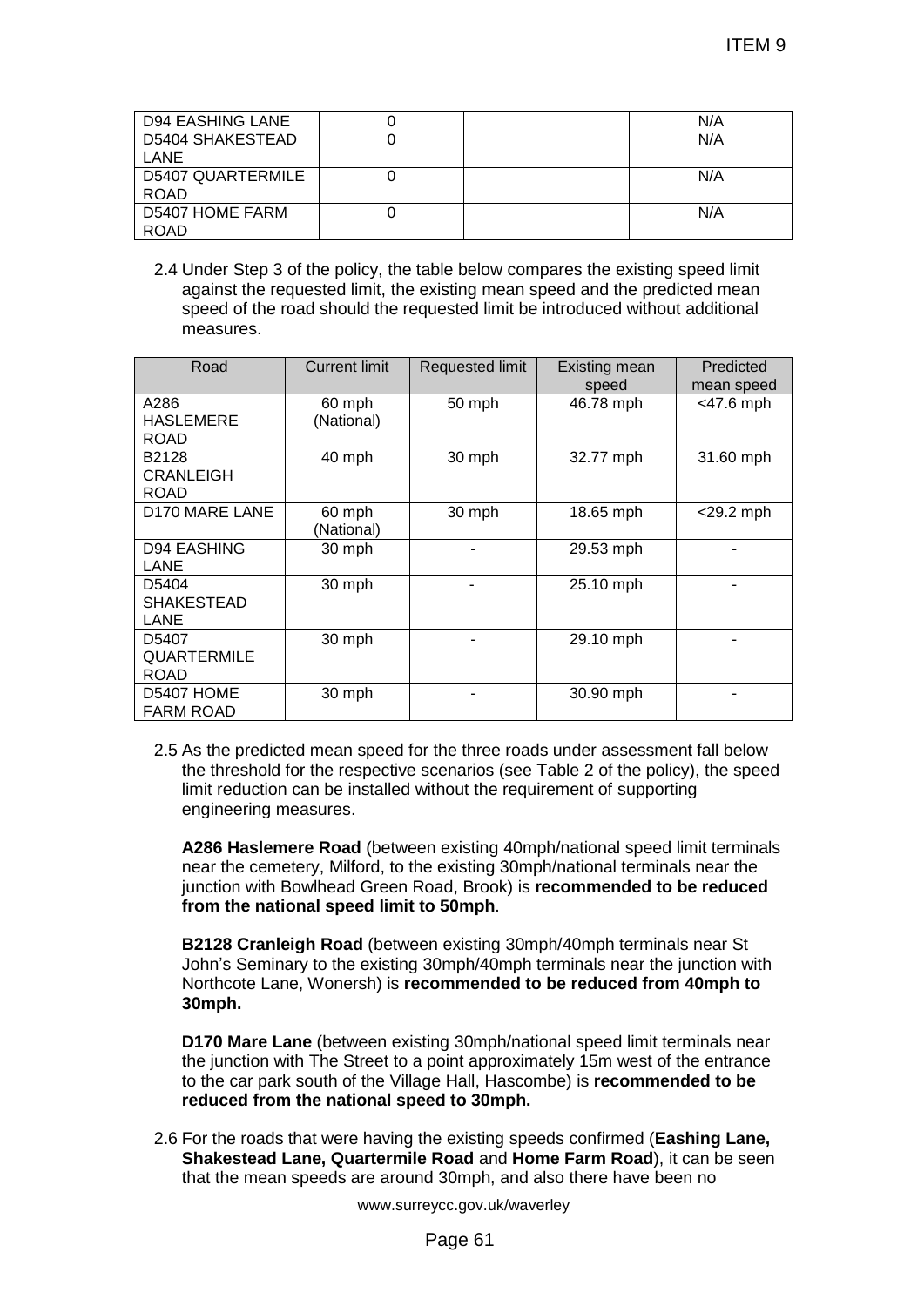| D94 EASHING LANE | 0 | | N/A |
|---|---|---|---|
| D5404 SHAKESTEAD LANE | 0 | | N/A |
| D5407 QUARTERMILE ROAD | 0 | | N/A |
| D5407 HOME FARM ROAD | 0 | | N/A |

2.4 Under Step 3 of the policy, the table below compares the existing speed limit against the requested limit, the existing mean speed and the predicted mean speed of the road should the requested limit be introduced without additional measures.

| Road | Current limit | Requested limit | Existing mean speed | Predicted mean speed |
|---|---|---|---|---|
| A286 HASLEMERE ROAD | 60 mph (National) | 50 mph | 46.78 mph | <47.6 mph |
| B2128 CRANLEIGH ROAD | 40 mph | 30 mph | 32.77 mph | 31.60 mph |
| D170 MARE LANE | 60 mph (National) | 30 mph | 18.65 mph | <29.2 mph |
| D94 EASHING LANE | 30 mph | - | 29.53 mph | - |
| D5404 SHAKESTEAD LANE | 30 mph | - | 25.10 mph | - |
| D5407 QUARTERMILE ROAD | 30 mph | - | 29.10 mph | - |
| D5407 HOME FARM ROAD | 30 mph | - | 30.90 mph | - |

2.5 As the predicted mean speed for the three roads under assessment fall below the threshold for the respective scenarios (see Table 2 of the policy), the speed limit reduction can be installed without the requirement of supporting engineering measures.

**A286 Haslemere Road** (between existing 40mph/national speed limit terminals near the cemetery, Milford, to the existing 30mph/national terminals near the junction with Bowlhead Green Road, Brook) is **recommended to be reduced from the national speed limit to 50mph**.

**B2128 Cranleigh Road** (between existing 30mph/40mph terminals near St John's Seminary to the existing 30mph/40mph terminals near the junction with Northcote Lane, Wonersh) is **recommended to be reduced from 40mph to 30mph.**

**D170 Mare Lane** (between existing 30mph/national speed limit terminals near the junction with The Street to a point approximately 15m west of the entrance to the car park south of the Village Hall, Hascombe) is **recommended to be reduced from the national speed to 30mph.**

2.6 For the roads that were having the existing speeds confirmed (**Eashing Lane, Shakestead Lane, Quartermile Road** and **Home Farm Road**), it can be seen that the mean speeds are around 30mph, and also there have been no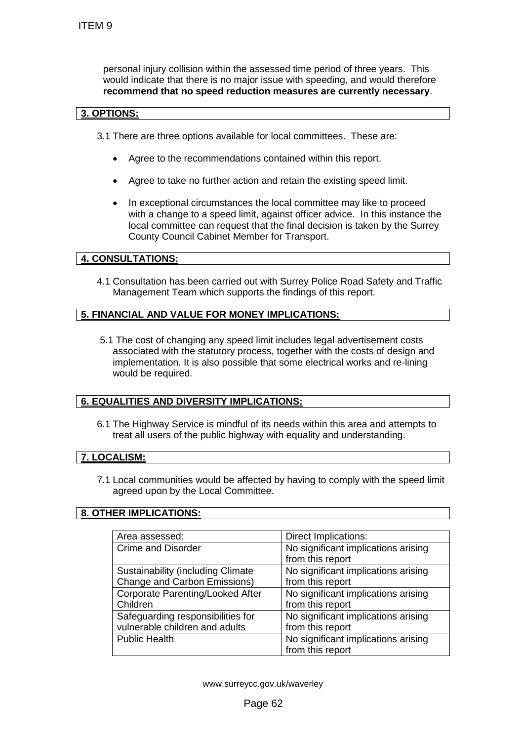personal injury collision within the assessed time period of three years. This would indicate that there is no major issue with speeding, and would therefore **recommend that no speed reduction measures are currently necessary**.

## 3. OPTIONS:

3.1 There are three options available for local committees. These are:

- Agree to the recommendations contained within this report.
- Agree to take no further action and retain the existing speed limit.
- In exceptional circumstances the local committee may like to proceed with a change to a speed limit, against officer advice. In this instance the local committee can request that the final decision is taken by the Surrey County Council Cabinet Member for Transport.

## 4. CONSULTATIONS:

4.1 Consultation has been carried out with Surrey Police Road Safety and Traffic Management Team which supports the findings of this report.

## 5. FINANCIAL AND VALUE FOR MONEY IMPLICATIONS:

5.1 The cost of changing any speed limit includes legal advertisement costs associated with the statutory process, together with the costs of design and implementation. It is also possible that some electrical works and re-lining would be required.

## 6. EQUALITIES AND DIVERSITY IMPLICATIONS:

6.1 The Highway Service is mindful of its needs within this area and attempts to treat all users of the public highway with equality and understanding.

## 7. LOCALISM:

7.1 Local communities would be affected by having to comply with the speed limit agreed upon by the Local Committee.

## 8. OTHER IMPLICATIONS:

| Area assessed: | Direct Implications: |
|---|---|
| Crime and Disorder | No significant implications arising from this report |
| Sustainability (including Climate Change and Carbon Emissions) | No significant implications arising from this report |
| Corporate Parenting/Looked After Children | No significant implications arising from this report |
| Safeguarding responsibilities for vulnerable children and adults | No significant implications arising from this report |
| Public Health | No significant implications arising from this report |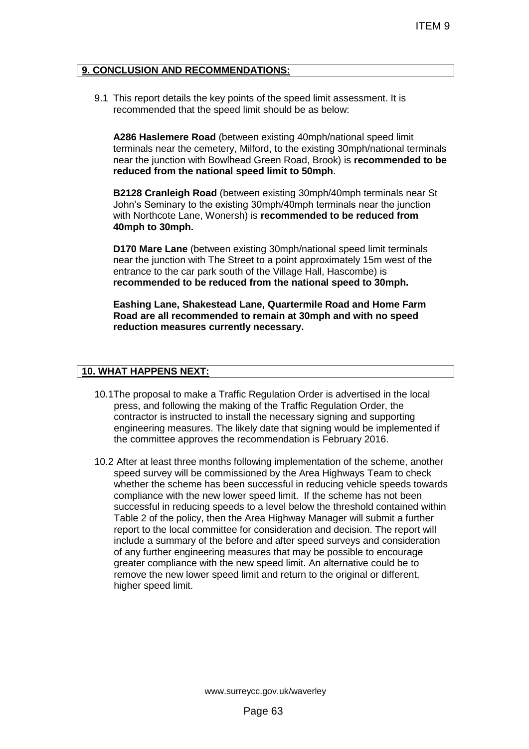## 9. CONCLUSION AND RECOMMENDATIONS:

9.1 This report details the key points of the speed limit assessment. It is recommended that the speed limit should be as below:

**A286 Haslemere Road** (between existing 40mph/national speed limit terminals near the cemetery, Milford, to the existing 30mph/national terminals near the junction with Bowlhead Green Road, Brook) is **recommended to be reduced from the national speed limit to 50mph**.

**B2128 Cranleigh Road** (between existing 30mph/40mph terminals near St John's Seminary to the existing 30mph/40mph terminals near the junction with Northcote Lane, Wonersh) is **recommended to be reduced from 40mph to 30mph.**

**D170 Mare Lane** (between existing 30mph/national speed limit terminals near the junction with The Street to a point approximately 15m west of the entrance to the car park south of the Village Hall, Hascombe) is **recommended to be reduced from the national speed to 30mph.**

**Eashing Lane, Shakestead Lane, Quartermile Road and Home Farm Road are all recommended to remain at 30mph and with no speed reduction measures currently necessary.**

## 10. WHAT HAPPENS NEXT:

10.1 The proposal to make a Traffic Regulation Order is advertised in the local press, and following the making of the Traffic Regulation Order, the contractor is instructed to install the necessary signing and supporting engineering measures. The likely date that signing would be implemented if the committee approves the recommendation is February 2016.

10.2 After at least three months following implementation of the scheme, another speed survey will be commissioned by the Area Highways Team to check whether the scheme has been successful in reducing vehicle speeds towards compliance with the new lower speed limit. If the scheme has not been successful in reducing speeds to a level below the threshold contained within Table 2 of the policy, then the Area Highway Manager will submit a further report to the local committee for consideration and decision. The report will include a summary of the before and after speed surveys and consideration of any further engineering measures that may be possible to encourage greater compliance with the new speed limit. An alternative could be to remove the new lower speed limit and return to the original or different, higher speed limit.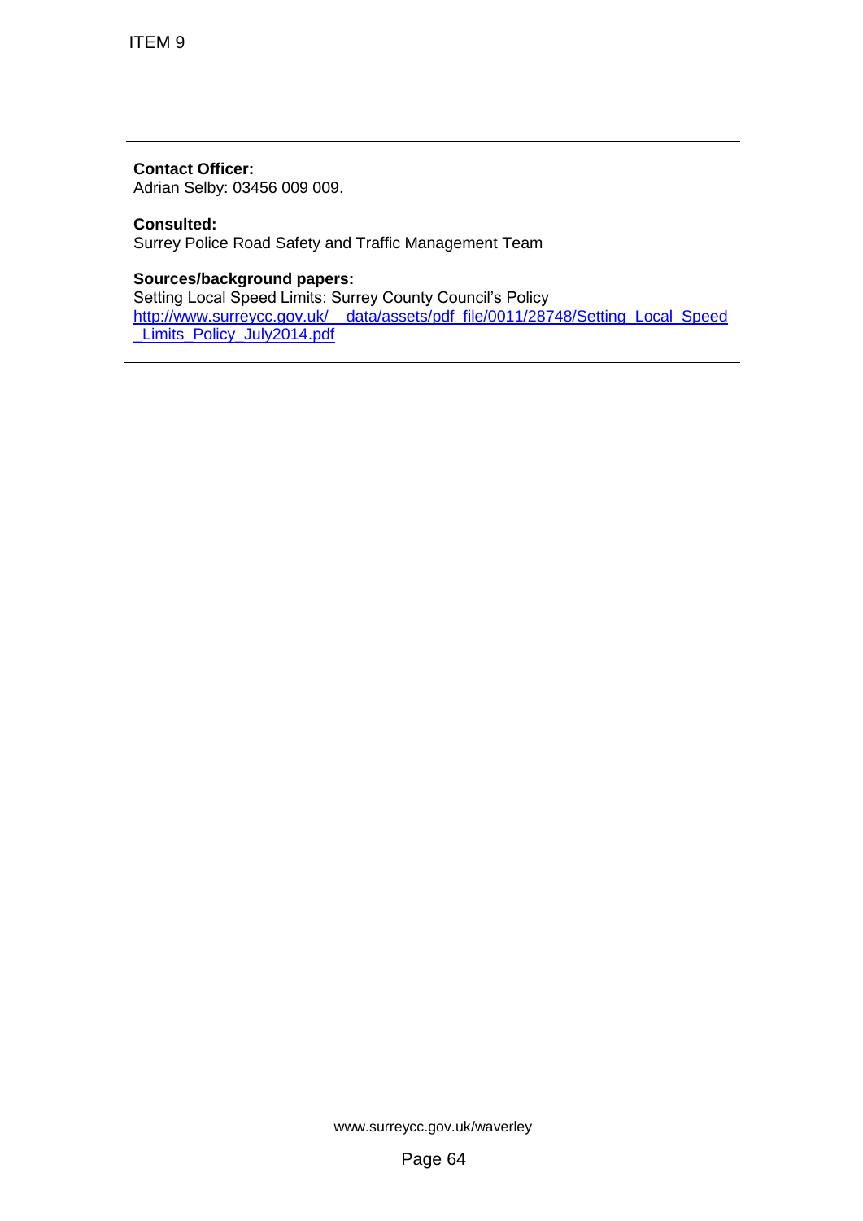**Contact Officer:**
Adrian Selby: 03456 009 009.

**Consulted:**
Surrey Police Road Safety and Traffic Management Team

**Sources/background papers:**
Setting Local Speed Limits: Surrey County Council's Policy
http://www.surreycc.gov.uk/__data/assets/pdf_file/0011/28748/Setting_Local_Speed_Limits_Policy_July2014.pdf